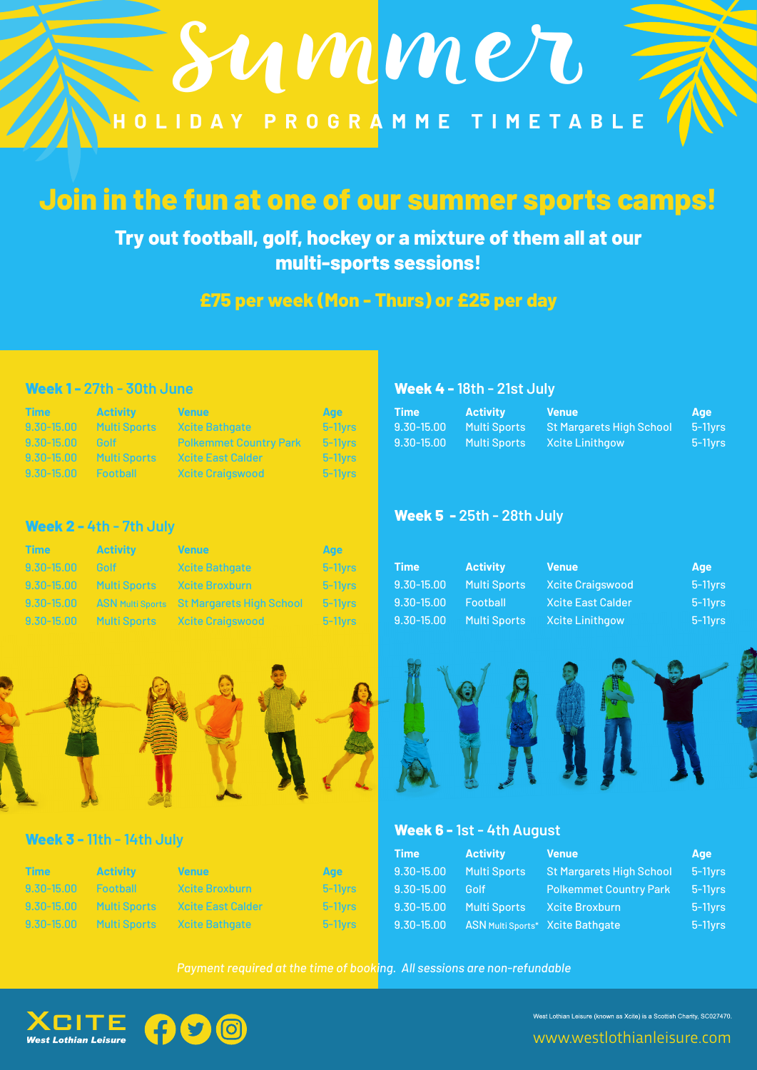# Summer

## HOLIDAY PROGRAMME TIMETABLE

## Join in the fun at one of our summer sports camps!

**Try out football, golf, hockey or a mixture of them all at our multi-sports sessions!**

**£75 per week (Mon - Thurs) or £25 per day**

### Week 1 - 27th - 30th June

| Time | Activity | Venue | Age |
|---|---|---|---|
| 9.30-15.00 | Multi Sports | Xcite Bathgate | 5-11yrs |
| 9.30-15.00 | Golf | Polkemmet Country Park | 5-11yrs |
| 9.30-15.00 | Multi Sports | Xcite East Calder | 5-11yrs |
| 9.30-15.00 | Football | Xcite Craigswood | 5-11yrs |

### Week 2 - 4th - 7th July

| Time | Activity | Venue | Age |
|---|---|---|---|
| 9.30-15.00 | Golf | Xcite Bathgate | 5-11yrs |
| 9.30-15.00 | Multi Sports | Xcite Broxburn | 5-11yrs |
| 9.30-15.00 | ASN Multi Sports | St Margarets High School | 5-11yrs |
| 9.30-15.00 | Multi Sports | Xcite Craigswood | 5-11yrs |

### Week 3 - 11th - 14th July

| Time | Activity | Venue | Age |
|---|---|---|---|
| 9.30-15.00 | Football | Xcite Broxburn | 5-11yrs |
| 9.30-15.00 | Multi Sports | Xcite East Calder | 5-11yrs |
| 9.30-15.00 | Multi Sports | Xcite Bathgate | 5-11yrs |

### Week 4 - 18th - 21st July

| Time | Activity | Venue | Age |
|---|---|---|---|
| 9.30-15.00 | Multi Sports | St Margarets High School | 5-11yrs |
| 9.30-15.00 | Multi Sports | Xcite Linithgow | 5-11yrs |

### Week 5 - 25th - 28th July

| Time | Activity | Venue | Age |
|---|---|---|---|
| 9.30-15.00 | Multi Sports | Xcite Craigswood | 5-11yrs |
| 9.30-15.00 | Football | Xcite East Calder | 5-11yrs |
| 9.30-15.00 | Multi Sports | Xcite Linithgow | 5-11yrs |

### Week 6 - 1st - 4th August

| Time | Activity | Venue | Age |
|---|---|---|---|
| 9.30-15.00 | Multi Sports | St Margarets High School | 5-11yrs |
| 9.30-15.00 | Golf | Polkemmet Country Park | 5-11yrs |
| 9.30-15.00 | Multi Sports | Xcite Broxburn | 5-11yrs |
| 9.30-15.00 | ASN Multi Sports* | Xcite Bathgate | 5-11yrs |

*Payment required at the time of booking. All sessions are non-refundable*

XCITE West Lothian Leisure

West Lothian Leisure (known as Xcite) is a Scottish Charity, SC027470.

www.westlothianleisure.com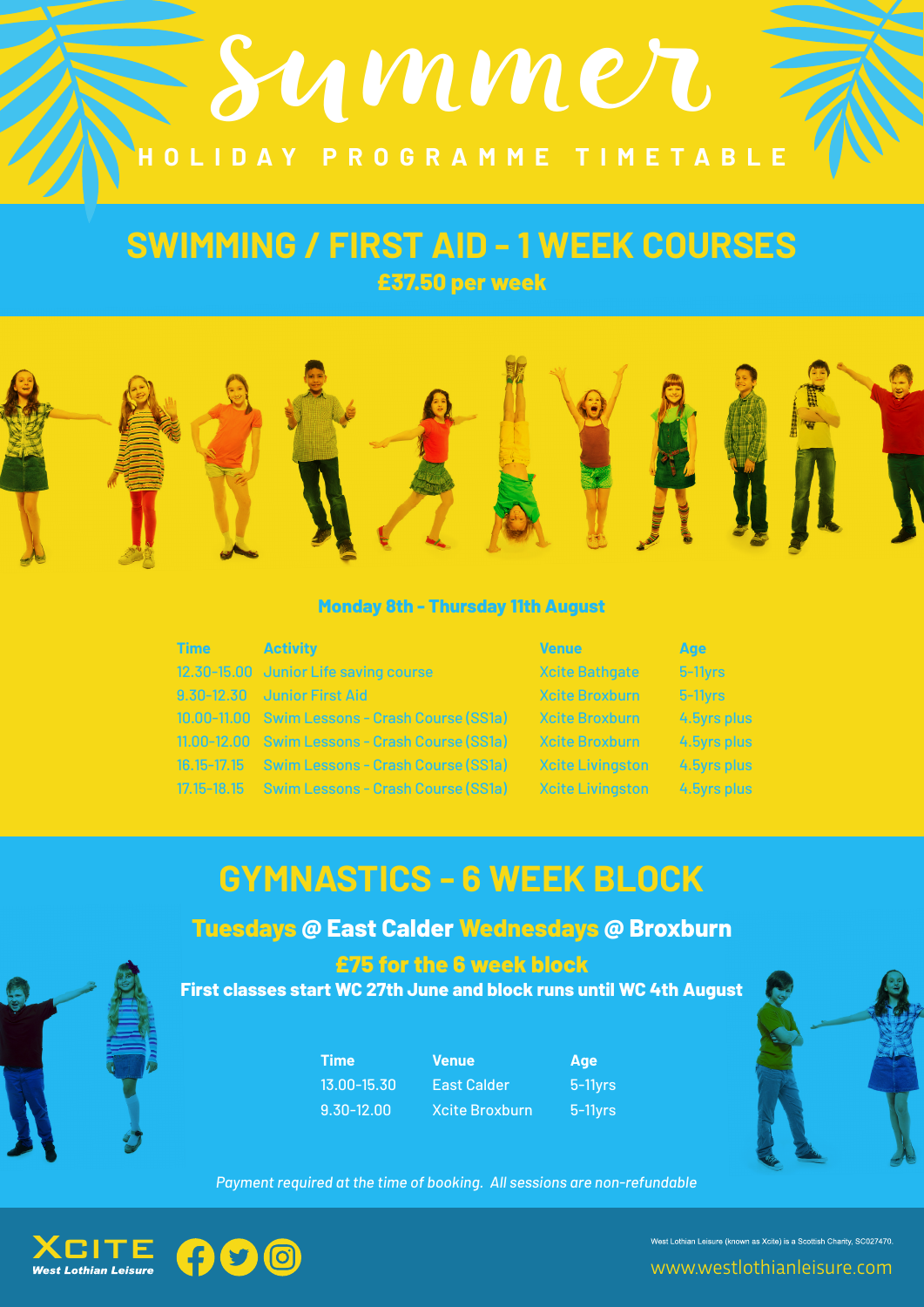# Summer

## HOLIDAY PROGRAMME TIMETABLE

## SWIMMING / FIRST AID - 1 WEEK COURSES

**£37.50 per week**

**Monday 8th - Thursday 11th August**

| Time | Activity | Venue | Age |
|---|---|---|---|
| 12.30-15.00 | Junior Life saving course | Xcite Bathgate | 5-11yrs |
| 9.30-12.30 | Junior First Aid | Xcite Broxburn | 5-11yrs |
| 10.00-11.00 | Swim Lessons - Crash Course (SS1a) | Xcite Broxburn | 4.5yrs plus |
| 11.00-12.00 | Swim Lessons - Crash Course (SS1a) | Xcite Broxburn | 4.5yrs plus |
| 16.15-17.15 | Swim Lessons - Crash Course (SS1a) | Xcite Livingston | 4.5yrs plus |
| 17.15-18.15 | Swim Lessons - Crash Course (SS1a) | Xcite Livingston | 4.5yrs plus |

## GYMNASTICS - 6 WEEK BLOCK

**Tuesdays @ East Calder Wednesdays @ Broxburn**

**£75 for the 6 week block**

**First classes start WC 27th June and block runs until WC 4th August**

| Time | Venue | Age |
|---|---|---|
| 13.00-15.30 | East Calder | 5-11yrs |
| 9.30-12.00 | Xcite Broxburn | 5-11yrs |

*Payment required at the time of booking. All sessions are non-refundable*

XCITE West Lothian Leisure

West Lothian Leisure (known as Xcite) is a Scottish Charity, SC027470.

www.westlothianleisure.com